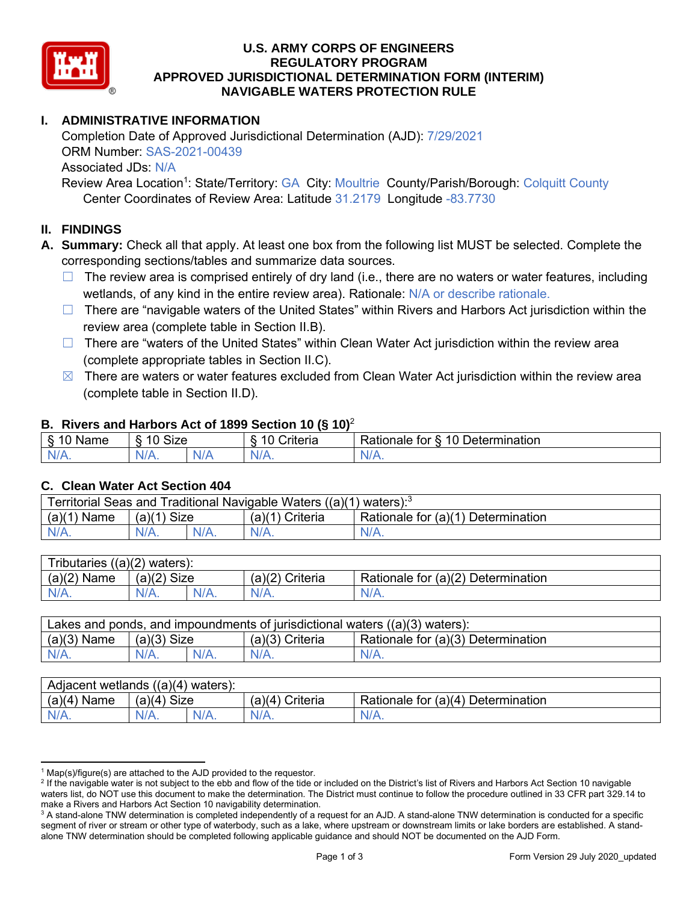# U.S. ARMY CORPS OF ENGINEERS
# REGULATORY PROGRAM
# APPROVED JURISDICTIONAL DETERMINATION FORM (INTERIM)
# NAVIGABLE WATERS PROTECTION RULE

## I. ADMINISTRATIVE INFORMATION

Completion Date of Approved Jurisdictional Determination (AJD): 7/29/2021
ORM Number: SAS-2021-00439
Associated JDs: N/A
Review Area Location[1]: State/Territory: GA City: Moultrie County/Parish/Borough: Colquitt County
Center Coordinates of Review Area: Latitude 31.2179 Longitude -83.7730

## II. FINDINGS

**A. Summary:** Check all that apply. At least one box from the following list MUST be selected. Complete the corresponding sections/tables and summarize data sources.

- ☐ The review area is comprised entirely of dry land (i.e., there are no waters or water features, including wetlands, of any kind in the entire review area). Rationale: N/A or describe rationale.
- ☐ There are "navigable waters of the United States" within Rivers and Harbors Act jurisdiction within the review area (complete table in Section II.B).
- ☐ There are "waters of the United States" within Clean Water Act jurisdiction within the review area (complete appropriate tables in Section II.C).
- ☒ There are waters or water features excluded from Clean Water Act jurisdiction within the review area (complete table in Section II.D).

### B. Rivers and Harbors Act of 1899 Section 10 (§ 10)[2]

| § 10 Name | § 10 Size | | § 10 Criteria | Rationale for § 10 Determination |
|---|---|---|---|---|
| N/A. | N/A. | N/A | N/A. | N/A. |

### C. Clean Water Act Section 404

| Territorial Seas and Traditional Navigable Waters ((a)(1) waters):[3] | | | | |
|---|---|---|---|---|
| (a)(1) Name | (a)(1) Size | | (a)(1) Criteria | Rationale for (a)(1) Determination |
| N/A. | N/A. | N/A. | N/A. | N/A. |

| Tributaries ((a)(2) waters): | | | | |
|---|---|---|---|---|
| (a)(2) Name | (a)(2) Size | | (a)(2) Criteria | Rationale for (a)(2) Determination |
| N/A. | N/A. | N/A. | N/A. | N/A. |

| Lakes and ponds, and impoundments of jurisdictional waters ((a)(3) waters): | | | | |
|---|---|---|---|---|
| (a)(3) Name | (a)(3) Size | | (a)(3) Criteria | Rationale for (a)(3) Determination |
| N/A. | N/A. | N/A. | N/A. | N/A. |

| Adjacent wetlands ((a)(4) waters): | | | | |
|---|---|---|---|---|
| (a)(4) Name | (a)(4) Size | | (a)(4) Criteria | Rationale for (a)(4) Determination |
| N/A. | N/A. | N/A. | N/A. | N/A. |

---

[1] Map(s)/figure(s) are attached to the AJD provided to the requestor.
[2] If the navigable water is not subject to the ebb and flow of the tide or included on the District's list of Rivers and Harbors Act Section 10 navigable waters list, do NOT use this document to make the determination. The District must continue to follow the procedure outlined in 33 CFR part 329.14 to make a Rivers and Harbors Act Section 10 navigability determination.
[3] A stand-alone TNW determination is completed independently of a request for an AJD. A stand-alone TNW determination is conducted for a specific segment of river or stream or other type of waterbody, such as a lake, where upstream or downstream limits or lake borders are established. A stand-alone TNW determination should be completed following applicable guidance and should NOT be documented on the AJD Form.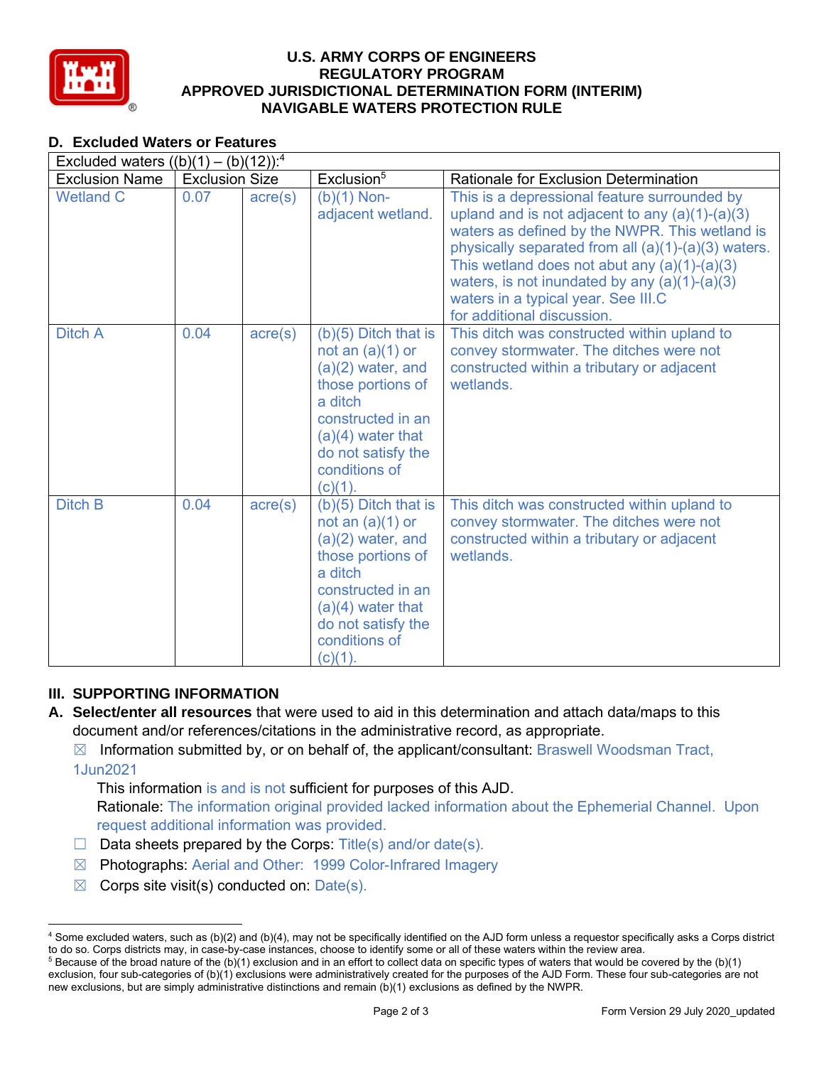## D. Excluded Waters or Features

| Excluded waters ((b)(1) – (b)(12)):[4] | | | | |
|---|---|---|---|---|
| Exclusion Name | Exclusion Size | | Exclusion[5] | Rationale for Exclusion Determination |
| Wetland C | 0.07 | acre(s) | (b)(1) Non-adjacent wetland. | This is a depressional feature surrounded by upland and is not adjacent to any (a)(1)-(a)(3) waters as defined by the NWPR. This wetland is physically separated from all (a)(1)-(a)(3) waters. This wetland does not abut any (a)(1)-(a)(3) waters, is not inundated by any (a)(1)-(a)(3) waters in a typical year. See III.C for additional discussion. |
| Ditch A | 0.04 | acre(s) | (b)(5) Ditch that is not an (a)(1) or (a)(2) water, and those portions of a ditch constructed in an (a)(4) water that do not satisfy the conditions of (c)(1). | This ditch was constructed within upland to convey stormwater. The ditches were not constructed within a tributary or adjacent wetlands. |
| Ditch B | 0.04 | acre(s) | (b)(5) Ditch that is not an (a)(1) or (a)(2) water, and those portions of a ditch constructed in an (a)(4) water that do not satisfy the conditions of (c)(1). | This ditch was constructed within upland to convey stormwater. The ditches were not constructed within a tributary or adjacent wetlands. |

## III. SUPPORTING INFORMATION

**A. Select/enter all resources** that were used to aid in this determination and attach data/maps to this document and/or references/citations in the administrative record, as appropriate.

☒ Information submitted by, or on behalf of, the applicant/consultant: Braswell Woodsman Tract, 1Jun2021

This information is and is not sufficient for purposes of this AJD.

Rationale: The information original provided lacked information about the Ephemerial Channel. Upon request additional information was provided.

☐ Data sheets prepared by the Corps: Title(s) and/or date(s).

☒ Photographs: Aerial and Other: 1999 Color-Infrared Imagery

☒ Corps site visit(s) conducted on: Date(s).

---

[4] Some excluded waters, such as (b)(2) and (b)(4), may not be specifically identified on the AJD form unless a requestor specifically asks a Corps district to do so. Corps districts may, in case-by-case instances, choose to identify some or all of these waters within the review area.

[5] Because of the broad nature of the (b)(1) exclusion and in an effort to collect data on specific types of waters that would be covered by the (b)(1) exclusion, four sub-categories of (b)(1) exclusions were administratively created for the purposes of the AJD Form. These four sub-categories are not new exclusions, but are simply administrative distinctions and remain (b)(1) exclusions as defined by the NWPR.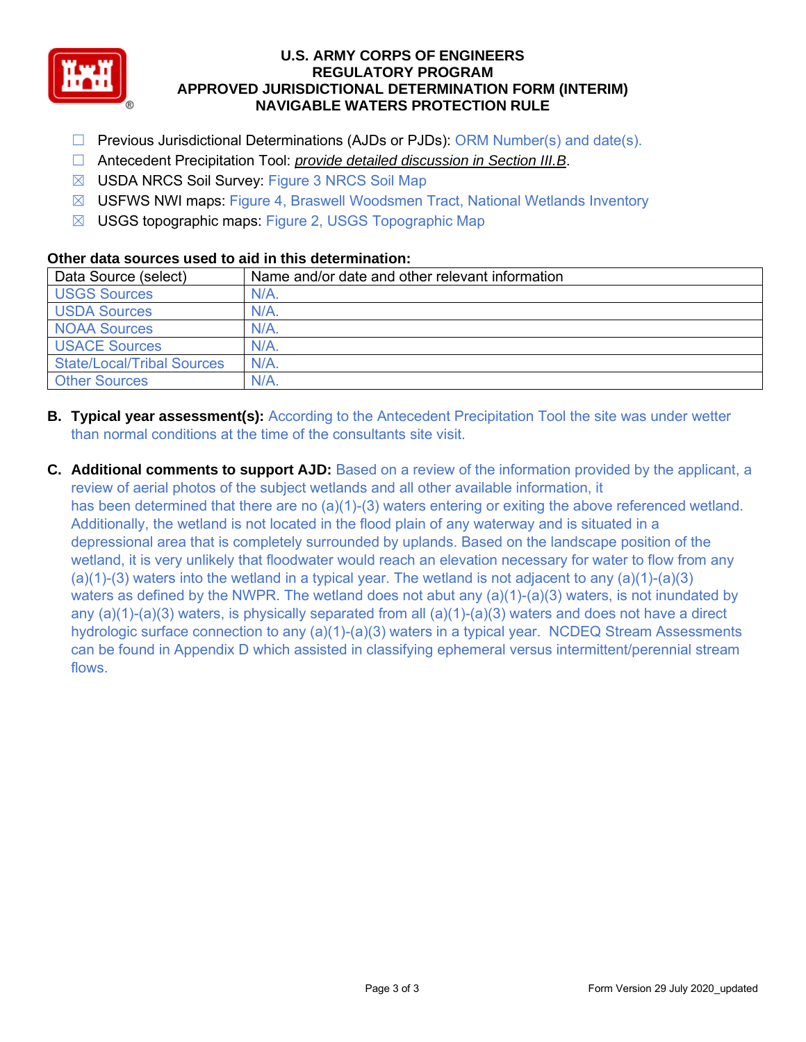# U.S. ARMY CORPS OF ENGINEERS
# REGULATORY PROGRAM
# APPROVED JURISDICTIONAL DETERMINATION FORM (INTERIM)
# NAVIGABLE WATERS PROTECTION RULE

- ☐ Previous Jurisdictional Determinations (AJDs or PJDs): ORM Number(s) and date(s).
- ☐ Antecedent Precipitation Tool: *provide detailed discussion in Section III.B*.
- ☒ USDA NRCS Soil Survey: Figure 3 NRCS Soil Map
- ☒ USFWS NWI maps: Figure 4, Braswell Woodsmen Tract, National Wetlands Inventory
- ☒ USGS topographic maps: Figure 2, USGS Topographic Map

**Other data sources used to aid in this determination:**

| Data Source (select) | Name and/or date and other relevant information |
|---|---|
| USGS Sources | N/A. |
| USDA Sources | N/A. |
| NOAA Sources | N/A. |
| USACE Sources | N/A. |
| State/Local/Tribal Sources | N/A. |
| Other Sources | N/A. |

**B. Typical year assessment(s):** According to the Antecedent Precipitation Tool the site was under wetter than normal conditions at the time of the consultants site visit.

**C. Additional comments to support AJD:** Based on a review of the information provided by the applicant, a review of aerial photos of the subject wetlands and all other available information, it has been determined that there are no (a)(1)-(3) waters entering or exiting the above referenced wetland. Additionally, the wetland is not located in the flood plain of any waterway and is situated in a depressional area that is completely surrounded by uplands. Based on the landscape position of the wetland, it is very unlikely that floodwater would reach an elevation necessary for water to flow from any (a)(1)-(3) waters into the wetland in a typical year. The wetland is not adjacent to any (a)(1)-(a)(3) waters as defined by the NWPR. The wetland does not abut any (a)(1)-(a)(3) waters, is not inundated by any (a)(1)-(a)(3) waters, is physically separated from all (a)(1)-(a)(3) waters and does not have a direct hydrologic surface connection to any (a)(1)-(a)(3) waters in a typical year. NCDEQ Stream Assessments can be found in Appendix D which assisted in classifying ephemeral versus intermittent/perennial stream flows.